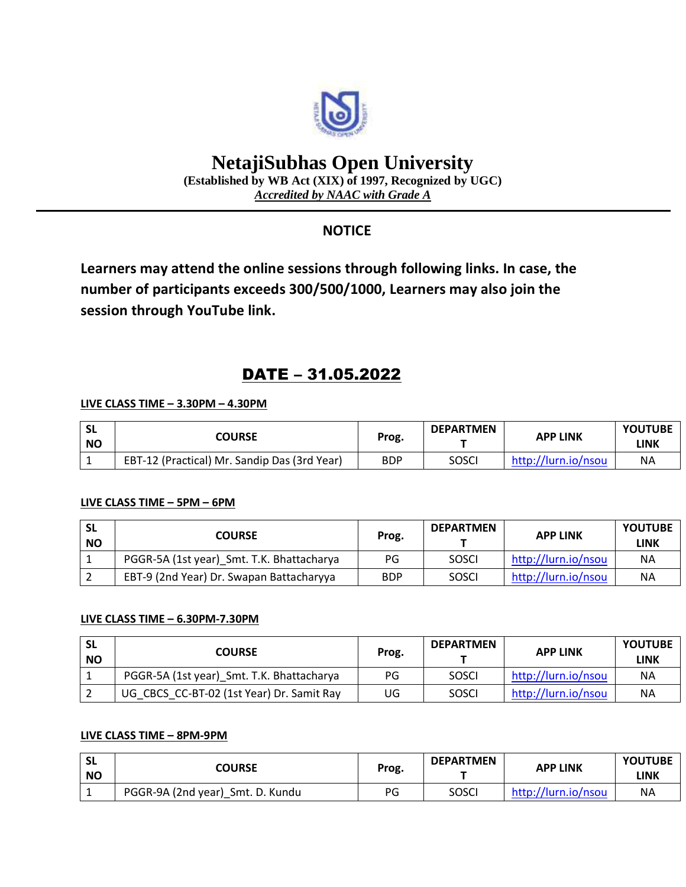# NetajiSubhas Open University

**(Established by WB Act (XIX) of 1997, Recognized by UGC)**

***Accredited by NAAC with Grade A***

## NOTICE

**Learners may attend the online sessions through following links. In case, the number of participants exceeds 300/500/1000, Learners may also join the session through YouTube link.**

## DATE – 31.05.2022

**LIVE CLASS TIME – 3.30PM – 4.30PM**

| SL NO | COURSE | Prog. | DEPARTMENT | APP LINK | YOUTUBE LINK |
|---|---|---|---|---|---|
| 1 | EBT-12 (Practical) Mr. Sandip Das (3rd Year) | BDP | SOSCI | http://lurn.io/nsou | NA |

**LIVE CLASS TIME – 5PM – 6PM**

| SL NO | COURSE | Prog. | DEPARTMENT | APP LINK | YOUTUBE LINK |
|---|---|---|---|---|---|
| 1 | PGGR-5A (1st year)_Smt. T.K. Bhattacharya | PG | SOSCI | http://lurn.io/nsou | NA |
| 2 | EBT-9 (2nd Year) Dr. Swapan Battacharyya | BDP | SOSCI | http://lurn.io/nsou | NA |

**LIVE CLASS TIME – 6.30PM-7.30PM**

| SL NO | COURSE | Prog. | DEPARTMENT | APP LINK | YOUTUBE LINK |
|---|---|---|---|---|---|
| 1 | PGGR-5A (1st year)_Smt. T.K. Bhattacharya | PG | SOSCI | http://lurn.io/nsou | NA |
| 2 | UG_CBCS_CC-BT-02 (1st Year) Dr. Samit Ray | UG | SOSCI | http://lurn.io/nsou | NA |

**LIVE CLASS TIME – 8PM-9PM**

| SL NO | COURSE | Prog. | DEPARTMENT | APP LINK | YOUTUBE LINK |
|---|---|---|---|---|---|
| 1 | PGGR-9A (2nd year)_Smt. D. Kundu | PG | SOSCI | http://lurn.io/nsou | NA |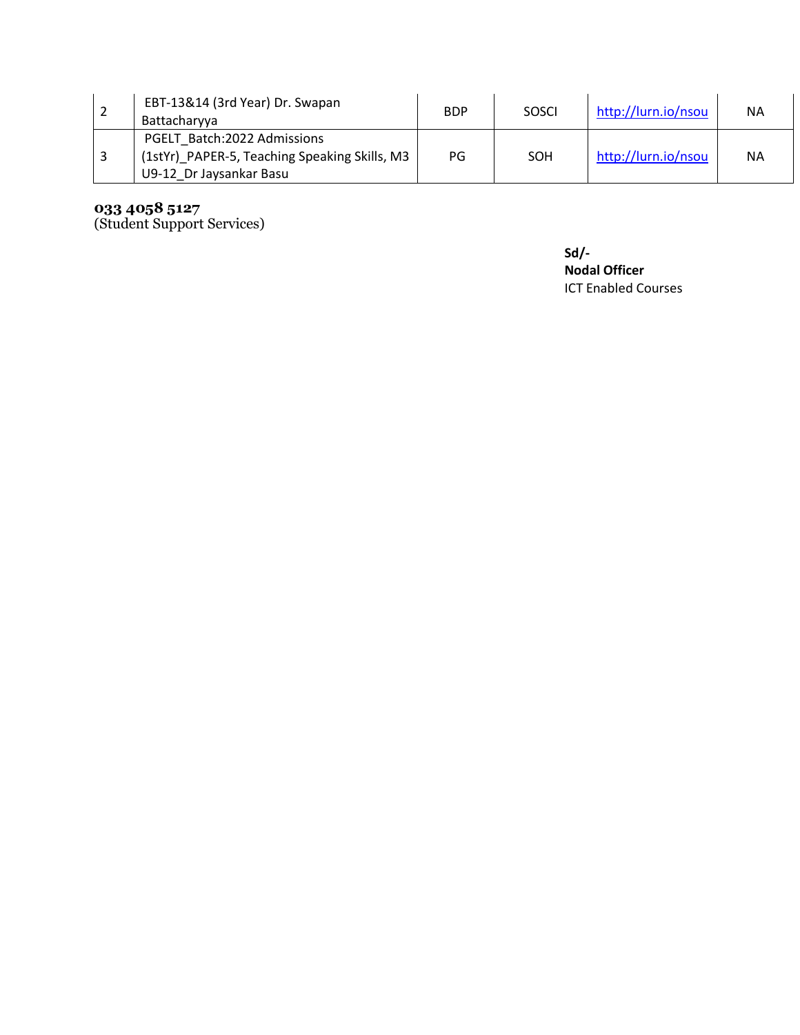| | | | | | |
|---|---|---|---|---|---|
| 2 | EBT-13&14 (3rd Year) Dr. Swapan Battacharyya | BDP | SOSCI | http://lurn.io/nsou | NA |
| 3 | PGELT_Batch:2022 Admissions (1stYr)_PAPER-5, Teaching Speaking Skills, M3 U9-12_Dr Jaysankar Basu | PG | SOH | http://lurn.io/nsou | NA |

**033 4058 5127**
(Student Support Services)

**Sd/-**
**Nodal Officer**
ICT Enabled Courses